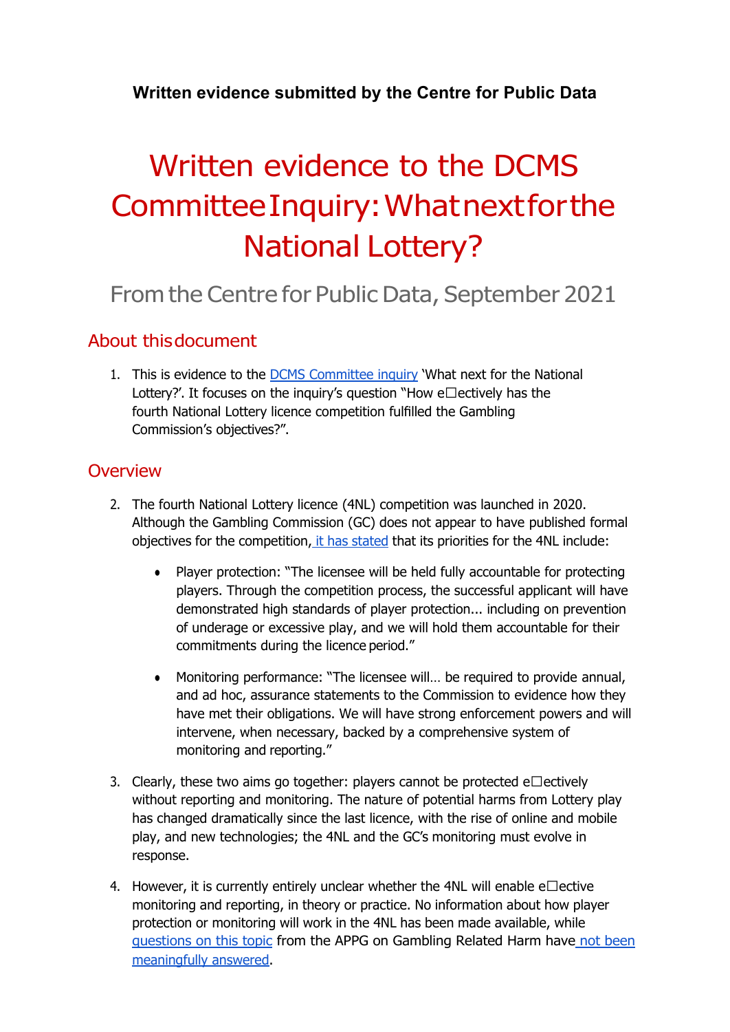**Written evidence submitted by the Centre for Public Data**

# Written evidence to the DCMS Committee Inquiry: What next for the National Lottery?

From the Centre for Public Data, September 2021

## About this document

1. This is evidence to the DCMS Committee inquiry 'What next for the National Lottery?'. It focuses on the inquiry's question "How effectively has the fourth National Lottery licence competition fulfilled the Gambling Commission's objectives?".

## Overview

2. The fourth National Lottery licence (4NL) competition was launched in 2020. Although the Gambling Commission (GC) does not appear to have published formal objectives for the competition, it has stated that its priorities for the 4NL include:

   - Player protection: "The licensee will be held fully accountable for protecting players. Through the competition process, the successful applicant will have demonstrated high standards of player protection... including on prevention of underage or excessive play, and we will hold them accountable for their commitments during the licence period."

   - Monitoring performance: "The licensee will… be required to provide annual, and ad hoc, assurance statements to the Commission to evidence how they have met their obligations. We will have strong enforcement powers and will intervene, when necessary, backed by a comprehensive system of monitoring and reporting."

3. Clearly, these two aims go together: players cannot be protected effectively without reporting and monitoring. The nature of potential harms from Lottery play has changed dramatically since the last licence, with the rise of online and mobile play, and new technologies; the 4NL and the GC's monitoring must evolve in response.

4. However, it is currently entirely unclear whether the 4NL will enable effective monitoring and reporting, in theory or practice. No information about how player protection or monitoring will work in the 4NL has been made available, while questions on this topic from the APPG on Gambling Related Harm have not been meaningfully answered.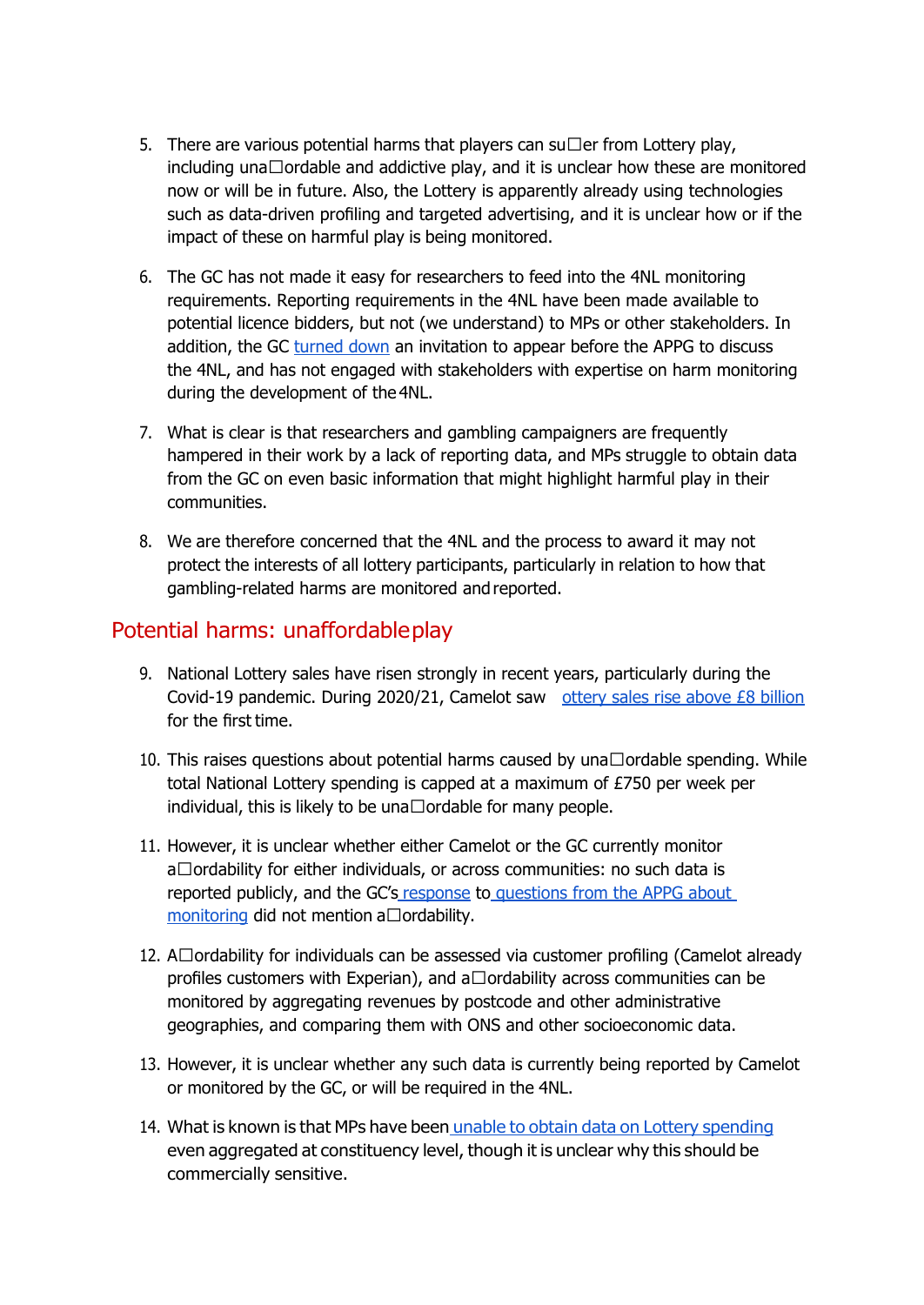5. There are various potential harms that players can suffer from Lottery play, including unaffordable and addictive play, and it is unclear how these are monitored now or will be in future. Also, the Lottery is apparently already using technologies such as data-driven profiling and targeted advertising, and it is unclear how or if the impact of these on harmful play is being monitored.

6. The GC has not made it easy for researchers to feed into the 4NL monitoring requirements. Reporting requirements in the 4NL have been made available to potential licence bidders, but not (we understand) to MPs or other stakeholders. In addition, the GC turned down an invitation to appear before the APPG to discuss the 4NL, and has not engaged with stakeholders with expertise on harm monitoring during the development of the 4NL.

7. What is clear is that researchers and gambling campaigners are frequently hampered in their work by a lack of reporting data, and MPs struggle to obtain data from the GC on even basic information that might highlight harmful play in their communities.

8. We are therefore concerned that the 4NL and the process to award it may not protect the interests of all lottery participants, particularly in relation to how that gambling-related harms are monitored and reported.

## Potential harms: unaffordable play

9. National Lottery sales have risen strongly in recent years, particularly during the Covid-19 pandemic. During 2020/21, Camelot saw ottery sales rise above £8 billion for the first time.

10. This raises questions about potential harms caused by unaffordable spending. While total National Lottery spending is capped at a maximum of £750 per week per individual, this is likely to be unaffordable for many people.

11. However, it is unclear whether either Camelot or the GC currently monitor affordability for either individuals, or across communities: no such data is reported publicly, and the GC's response to questions from the APPG about monitoring did not mention affordability.

12. Affordability for individuals can be assessed via customer profiling (Camelot already profiles customers with Experian), and affordability across communities can be monitored by aggregating revenues by postcode and other administrative geographies, and comparing them with ONS and other socioeconomic data.

13. However, it is unclear whether any such data is currently being reported by Camelot or monitored by the GC, or will be required in the 4NL.

14. What is known is that MPs have been unable to obtain data on Lottery spending even aggregated at constituency level, though it is unclear why this should be commercially sensitive.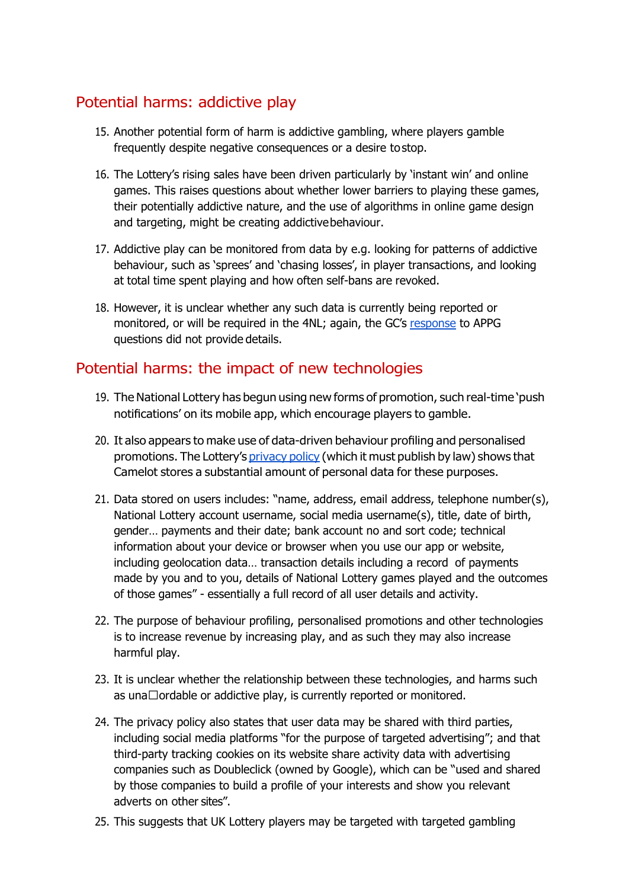## Potential harms: addictive play

15. Another potential form of harm is addictive gambling, where players gamble frequently despite negative consequences or a desire to stop.

16. The Lottery's rising sales have been driven particularly by 'instant win' and online games. This raises questions about whether lower barriers to playing these games, their potentially addictive nature, and the use of algorithms in online game design and targeting, might be creating addictive behaviour.

17. Addictive play can be monitored from data by e.g. looking for patterns of addictive behaviour, such as 'sprees' and 'chasing losses', in player transactions, and looking at total time spent playing and how often self-bans are revoked.

18. However, it is unclear whether any such data is currently being reported or monitored, or will be required in the 4NL; again, the GC's [response](#) to APPG questions did not provide details.

## Potential harms: the impact of new technologies

19. The National Lottery has begun using new forms of promotion, such real-time 'push notifications' on its mobile app, which encourage players to gamble.

20. It also appears to make use of data-driven behaviour profiling and personalised promotions. The Lottery's [privacy policy](#) (which it must publish by law) shows that Camelot stores a substantial amount of personal data for these purposes.

21. Data stored on users includes: "name, address, email address, telephone number(s), National Lottery account username, social media username(s), title, date of birth, gender… payments and their date; bank account no and sort code; technical information about your device or browser when you use our app or website, including geolocation data… transaction details including a record of payments made by you and to you, details of National Lottery games played and the outcomes of those games" - essentially a full record of all user details and activity.

22. The purpose of behaviour profiling, personalised promotions and other technologies is to increase revenue by increasing play, and as such they may also increase harmful play.

23. It is unclear whether the relationship between these technologies, and harms such as unaffordable or addictive play, is currently reported or monitored.

24. The privacy policy also states that user data may be shared with third parties, including social media platforms "for the purpose of targeted advertising"; and that third-party tracking cookies on its website share activity data with advertising companies such as Doubleclick (owned by Google), which can be "used and shared by those companies to build a profile of your interests and show you relevant adverts on other sites".

25. This suggests that UK Lottery players may be targeted with targeted gambling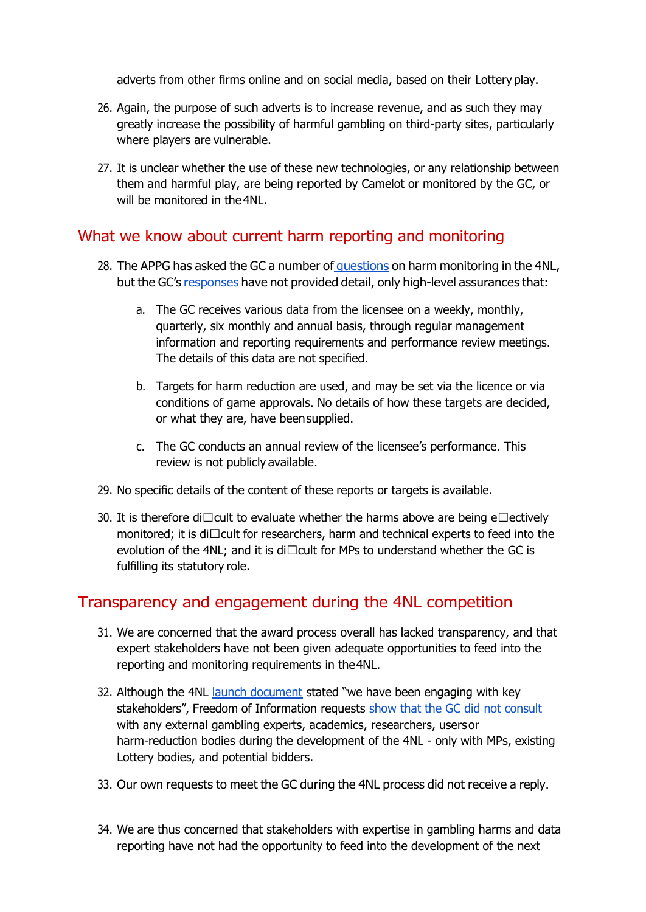adverts from other firms online and on social media, based on their Lottery play.

26. Again, the purpose of such adverts is to increase revenue, and as such they may greatly increase the possibility of harmful gambling on third-party sites, particularly where players are vulnerable.

27. It is unclear whether the use of these new technologies, or any relationship between them and harmful play, are being reported by Camelot or monitored by the GC, or will be monitored in the 4NL.

## What we know about current harm reporting and monitoring

28. The APPG has asked the GC a number of questions on harm monitoring in the 4NL, but the GC's responses have not provided detail, only high-level assurances that:

    a. The GC receives various data from the licensee on a weekly, monthly, quarterly, six monthly and annual basis, through regular management information and reporting requirements and performance review meetings. The details of this data are not specified.

    b. Targets for harm reduction are used, and may be set via the licence or via conditions of game approvals. No details of how these targets are decided, or what they are, have been supplied.

    c. The GC conducts an annual review of the licensee's performance. This review is not publicly available.

29. No specific details of the content of these reports or targets is available.

30. It is therefore difficult to evaluate whether the harms above are being effectively monitored; it is difficult for researchers, harm and technical experts to feed into the evolution of the 4NL; and it is difficult for MPs to understand whether the GC is fulfilling its statutory role.

## Transparency and engagement during the 4NL competition

31. We are concerned that the award process overall has lacked transparency, and that expert stakeholders have not been given adequate opportunities to feed into the reporting and monitoring requirements in the 4NL.

32. Although the 4NL launch document stated "we have been engaging with key stakeholders", Freedom of Information requests show that the GC did not consult with any external gambling experts, academics, researchers, users or harm-reduction bodies during the development of the 4NL - only with MPs, existing Lottery bodies, and potential bidders.

33. Our own requests to meet the GC during the 4NL process did not receive a reply.

34. We are thus concerned that stakeholders with expertise in gambling harms and data reporting have not had the opportunity to feed into the development of the next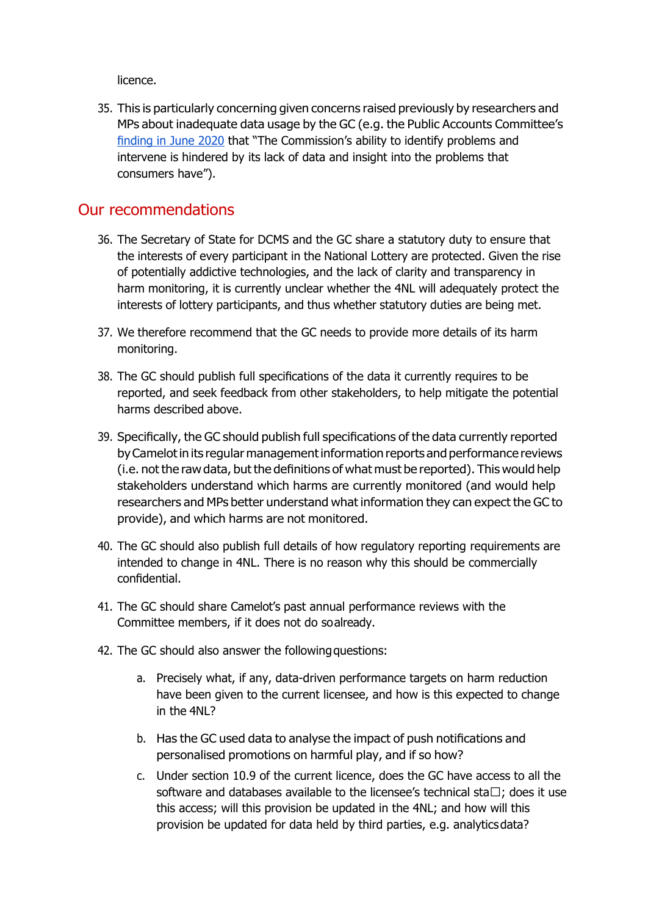licence.

35. This is particularly concerning given concerns raised previously by researchers and MPs about inadequate data usage by the GC (e.g. the Public Accounts Committee's [finding in June 2020] that "The Commission's ability to identify problems and intervene is hindered by its lack of data and insight into the problems that consumers have").

## Our recommendations

36. The Secretary of State for DCMS and the GC share a statutory duty to ensure that the interests of every participant in the National Lottery are protected. Given the rise of potentially addictive technologies, and the lack of clarity and transparency in harm monitoring, it is currently unclear whether the 4NL will adequately protect the interests of lottery participants, and thus whether statutory duties are being met.

37. We therefore recommend that the GC needs to provide more details of its harm monitoring.

38. The GC should publish full specifications of the data it currently requires to be reported, and seek feedback from other stakeholders, to help mitigate the potential harms described above.

39. Specifically, the GC should publish full specifications of the data currently reported by Camelot in its regular management information reports and performance reviews (i.e. not the raw data, but the definitions of what must be reported). This would help stakeholders understand which harms are currently monitored (and would help researchers and MPs better understand what information they can expect the GC to provide), and which harms are not monitored.

40. The GC should also publish full details of how regulatory reporting requirements are intended to change in 4NL. There is no reason why this should be commercially confidential.

41. The GC should share Camelot's past annual performance reviews with the Committee members, if it does not do so already.

42. The GC should also answer the following questions:

    a. Precisely what, if any, data-driven performance targets on harm reduction have been given to the current licensee, and how is this expected to change in the 4NL?

    b. Has the GC used data to analyse the impact of push notifications and personalised promotions on harmful play, and if so how?

    c. Under section 10.9 of the current licence, does the GC have access to all the software and databases available to the licensee's technical staff; does it use this access; will this provision be updated in the 4NL; and how will this provision be updated for data held by third parties, e.g. analytics data?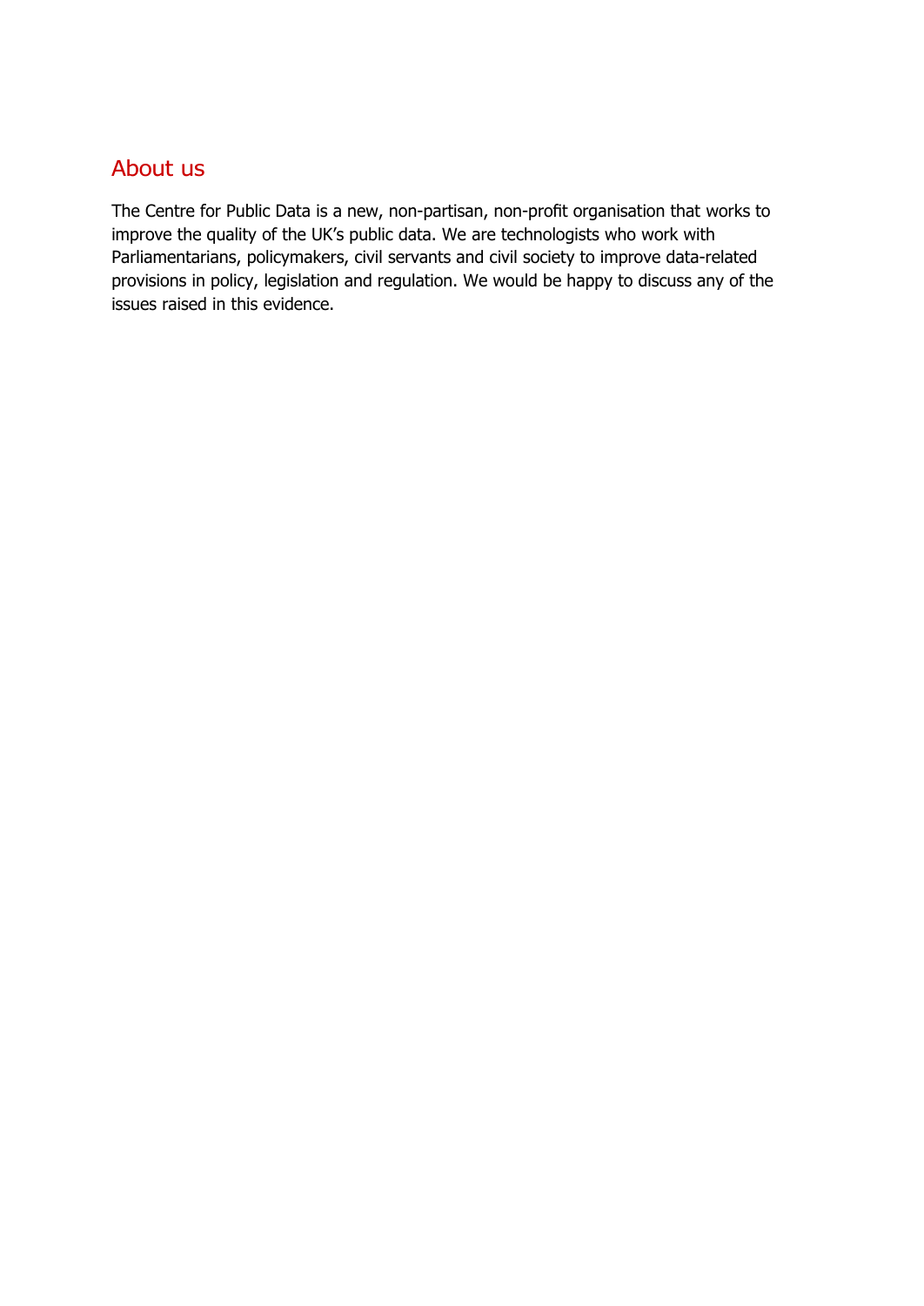## About us

The Centre for Public Data is a new, non-partisan, non-profit organisation that works to improve the quality of the UK's public data. We are technologists who work with Parliamentarians, policymakers, civil servants and civil society to improve data-related provisions in policy, legislation and regulation. We would be happy to discuss any of the issues raised in this evidence.